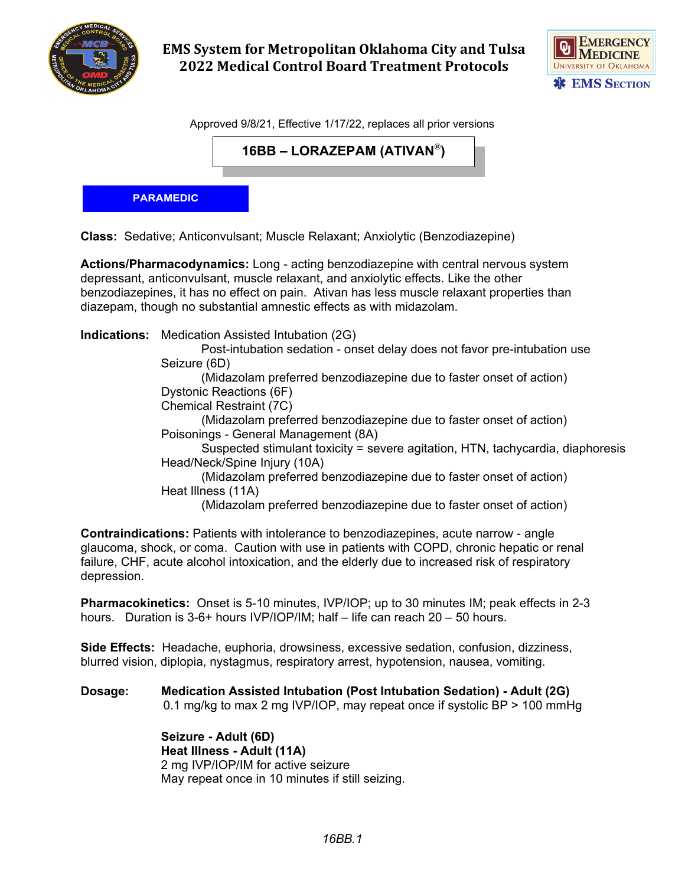# EMS System for Metropolitan Oklahoma City and Tulsa
# 2022 Medical Control Board Treatment Protocols

Approved 9/8/21, Effective 1/17/22, replaces all prior versions

## 16BB – LORAZEPAM (ATIVAN®)

**PARAMEDIC**

**Class:** Sedative; Anticonvulsant; Muscle Relaxant; Anxiolytic (Benzodiazepine)

**Actions/Pharmacodynamics:** Long - acting benzodiazepine with central nervous system depressant, anticonvulsant, muscle relaxant, and anxiolytic effects. Like the other benzodiazepines, it has no effect on pain. Ativan has less muscle relaxant properties than diazepam, though no substantial amnestic effects as with midazolam.

**Indications:**

- Medication Assisted Intubation (2G)
  - Post-intubation sedation - onset delay does not favor pre-intubation use
- Seizure (6D)
  - (Midazolam preferred benzodiazepine due to faster onset of action)
- Dystonic Reactions (6F)
- Chemical Restraint (7C)
  - (Midazolam preferred benzodiazepine due to faster onset of action)
- Poisonings - General Management (8A)
  - Suspected stimulant toxicity = severe agitation, HTN, tachycardia, diaphoresis
- Head/Neck/Spine Injury (10A)
  - (Midazolam preferred benzodiazepine due to faster onset of action)
- Heat Illness (11A)
  - (Midazolam preferred benzodiazepine due to faster onset of action)

**Contraindications:** Patients with intolerance to benzodiazepines, acute narrow - angle glaucoma, shock, or coma. Caution with use in patients with COPD, chronic hepatic or renal failure, CHF, acute alcohol intoxication, and the elderly due to increased risk of respiratory depression.

**Pharmacokinetics:** Onset is 5-10 minutes, IVP/IOP; up to 30 minutes IM; peak effects in 2-3 hours. Duration is 3-6+ hours IVP/IOP/IM; half – life can reach 20 – 50 hours.

**Side Effects:** Headache, euphoria, drowsiness, excessive sedation, confusion, dizziness, blurred vision, diplopia, nystagmus, respiratory arrest, hypotension, nausea, vomiting.

**Dosage:**

**Medication Assisted Intubation (Post Intubation Sedation) - Adult (2G)**
0.1 mg/kg to max 2 mg IVP/IOP, may repeat once if systolic BP > 100 mmHg

**Seizure - Adult (6D)**
**Heat Illness - Adult (11A)**
2 mg IVP/IOP/IM for active seizure
May repeat once in 10 minutes if still seizing.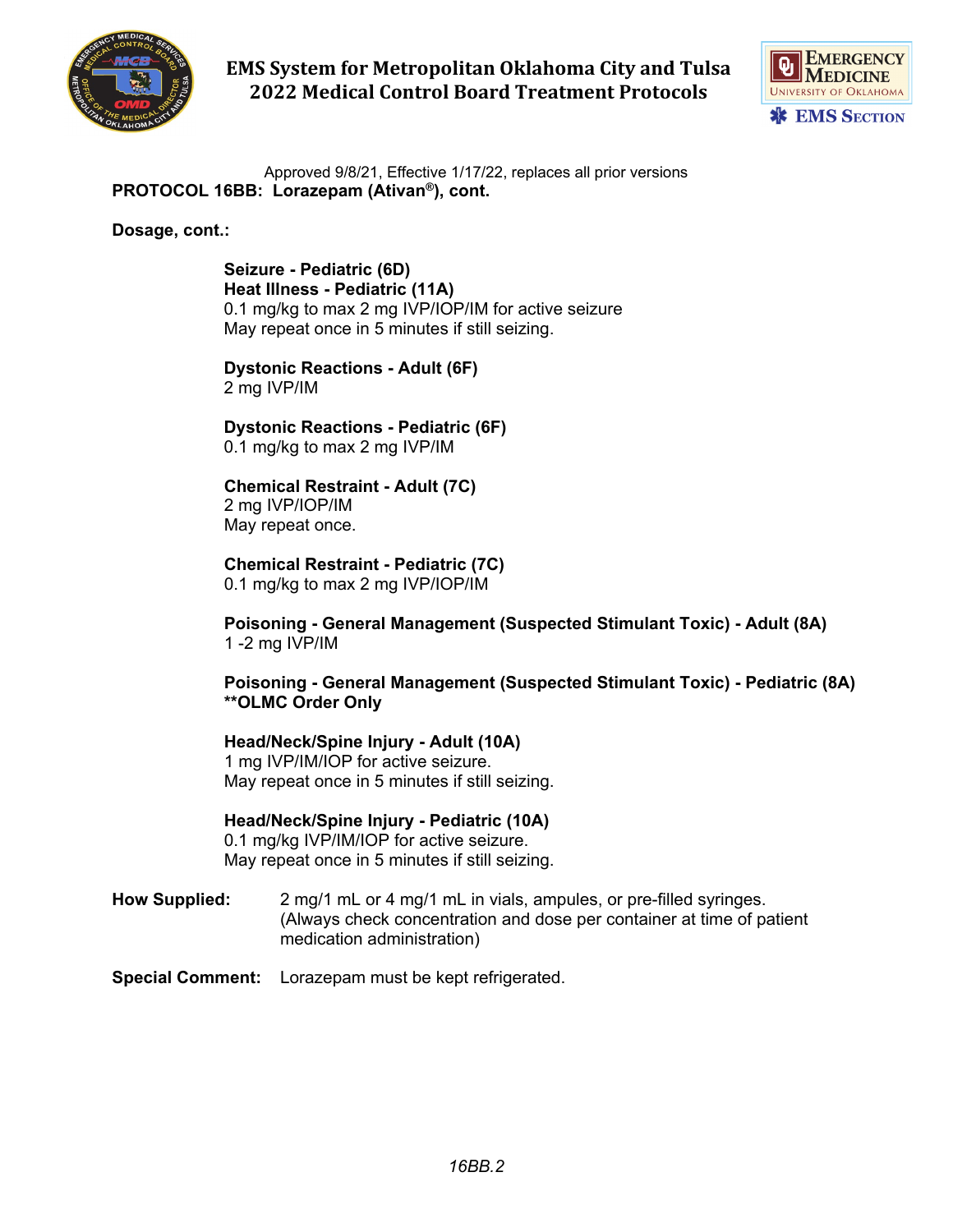Approved 9/8/21, Effective 1/17/22, replaces all prior versions

## PROTOCOL 16BB: Lorazepam (Ativan®), cont.

**Dosage, cont.:**

**Seizure - Pediatric (6D)**
**Heat Illness - Pediatric (11A)**
0.1 mg/kg to max 2 mg IVP/IOP/IM for active seizure
May repeat once in 5 minutes if still seizing.

**Dystonic Reactions - Adult (6F)**
2 mg IVP/IM

**Dystonic Reactions - Pediatric (6F)**
0.1 mg/kg to max 2 mg IVP/IM

**Chemical Restraint - Adult (7C)**
2 mg IVP/IOP/IM
May repeat once.

**Chemical Restraint - Pediatric (7C)**
0.1 mg/kg to max 2 mg IVP/IOP/IM

**Poisoning - General Management (Suspected Stimulant Toxic) - Adult (8A)**
1 -2 mg IVP/IM

**Poisoning - General Management (Suspected Stimulant Toxic) - Pediatric (8A)**
****OLMC Order Only**

**Head/Neck/Spine Injury - Adult (10A)**
1 mg IVP/IM/IOP for active seizure.
May repeat once in 5 minutes if still seizing.

**Head/Neck/Spine Injury - Pediatric (10A)**
0.1 mg/kg IVP/IM/IOP for active seizure.
May repeat once in 5 minutes if still seizing.

**How Supplied:** 2 mg/1 mL or 4 mg/1 mL in vials, ampules, or pre-filled syringes. (Always check concentration and dose per container at time of patient medication administration)

**Special Comment:** Lorazepam must be kept refrigerated.